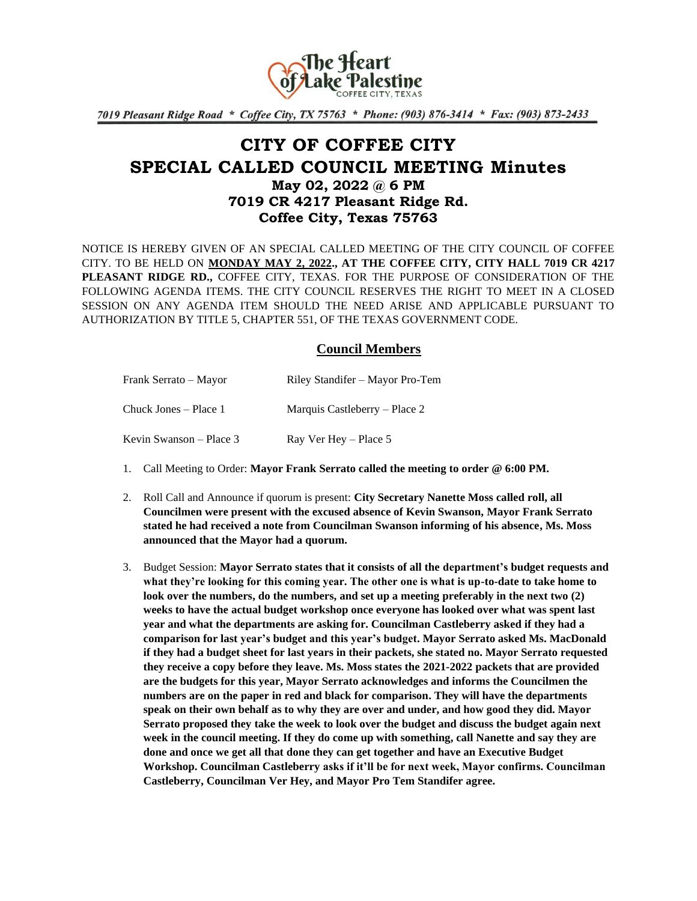The Heart of Lake Palestine
COFFEE CITY, TEXAS

*7019 Pleasant Ridge Road * Coffee City, TX 75763 * Phone: (903) 876-3414 * Fax: (903) 873-2433*

# CITY OF COFFEE CITY
# SPECIAL CALLED COUNCIL MEETING Minutes
### May 02, 2022 @ 6 PM
### 7019 CR 4217 Pleasant Ridge Rd.
### Coffee City, Texas 75763

NOTICE IS HEREBY GIVEN OF AN SPECIAL CALLED MEETING OF THE CITY COUNCIL OF COFFEE CITY. TO BE HELD ON **MONDAY MAY 2, 2022., AT THE COFFEE CITY, CITY HALL 7019 CR 4217 PLEASANT RIDGE RD.,** COFFEE CITY, TEXAS. FOR THE PURPOSE OF CONSIDERATION OF THE FOLLOWING AGENDA ITEMS. THE CITY COUNCIL RESERVES THE RIGHT TO MEET IN A CLOSED SESSION ON ANY AGENDA ITEM SHOULD THE NEED ARISE AND APPLICABLE PURSUANT TO AUTHORIZATION BY TITLE 5, CHAPTER 551, OF THE TEXAS GOVERNMENT CODE.

## Council Members

| | |
|---|---|
| Frank Serrato – Mayor | Riley Standifer – Mayor Pro-Tem |
| Chuck Jones – Place 1 | Marquis Castleberry – Place 2 |
| Kevin Swanson – Place 3 | Ray Ver Hey – Place 5 |

1. Call Meeting to Order: **Mayor Frank Serrato called the meeting to order @ 6:00 PM.**

2. Roll Call and Announce if quorum is present: **City Secretary Nanette Moss called roll, all Councilmen were present with the excused absence of Kevin Swanson, Mayor Frank Serrato stated he had received a note from Councilman Swanson informing of his absence, Ms. Moss announced that the Mayor had a quorum.**

3. Budget Session: **Mayor Serrato states that it consists of all the department's budget requests and what they're looking for this coming year. The other one is what is up-to-date to take home to look over the numbers, do the numbers, and set up a meeting preferably in the next two (2) weeks to have the actual budget workshop once everyone has looked over what was spent last year and what the departments are asking for. Councilman Castleberry asked if they had a comparison for last year's budget and this year's budget. Mayor Serrato asked Ms. MacDonald if they had a budget sheet for last years in their packets, she stated no. Mayor Serrato requested they receive a copy before they leave. Ms. Moss states the 2021-2022 packets that are provided are the budgets for this year, Mayor Serrato acknowledges and informs the Councilmen the numbers are on the paper in red and black for comparison. They will have the departments speak on their own behalf as to why they are over and under, and how good they did. Mayor Serrato proposed they take the week to look over the budget and discuss the budget again next week in the council meeting. If they do come up with something, call Nanette and say they are done and once we get all that done they can get together and have an Executive Budget Workshop. Councilman Castleberry asks if it'll be for next week, Mayor confirms. Councilman Castleberry, Councilman Ver Hey, and Mayor Pro Tem Standifer agree.**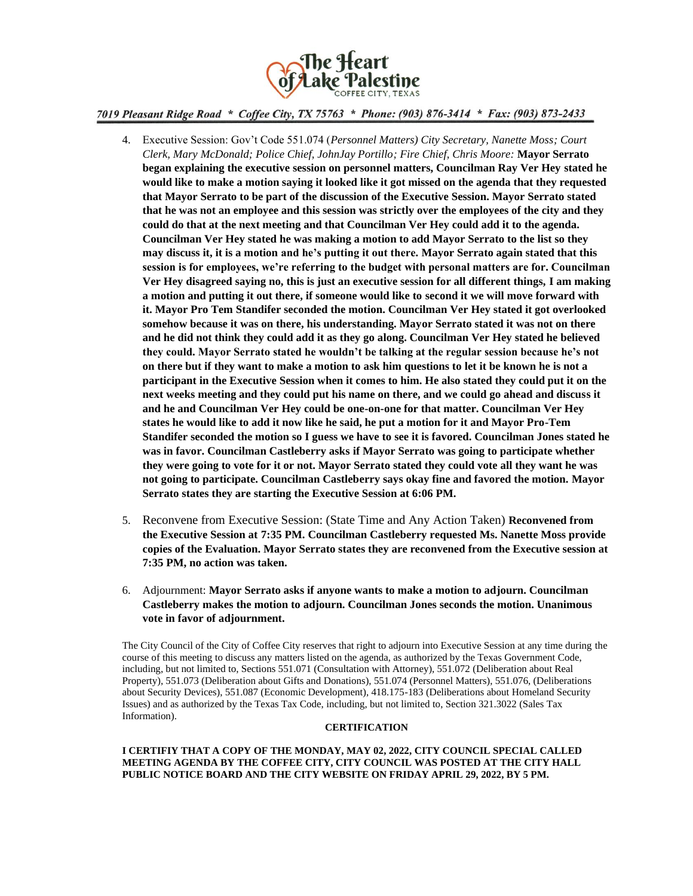4. Executive Session: Gov't Code 551.074 (*Personnel Matters) City Secretary, Nanette Moss; Court Clerk, Mary McDonald; Police Chief, JohnJay Portillo; Fire Chief, Chris Moore:* **Mayor Serrato began explaining the executive session on personnel matters, Councilman Ray Ver Hey stated he would like to make a motion saying it looked like it got missed on the agenda that they requested that Mayor Serrato to be part of the discussion of the Executive Session. Mayor Serrato stated that he was not an employee and this session was strictly over the employees of the city and they could do that at the next meeting and that Councilman Ver Hey could add it to the agenda. Councilman Ver Hey stated he was making a motion to add Mayor Serrato to the list so they may discuss it, it is a motion and he's putting it out there. Mayor Serrato again stated that this session is for employees, we're referring to the budget with personal matters are for. Councilman Ver Hey disagreed saying no, this is just an executive session for all different things, I am making a motion and putting it out there, if someone would like to second it we will move forward with it. Mayor Pro Tem Standifer seconded the motion. Councilman Ver Hey stated it got overlooked somehow because it was on there, his understanding. Mayor Serrato stated it was not on there and he did not think they could add it as they go along. Councilman Ver Hey stated he believed they could. Mayor Serrato stated he wouldn't be talking at the regular session because he's not on there but if they want to make a motion to ask him questions to let it be known he is not a participant in the Executive Session when it comes to him. He also stated they could put it on the next weeks meeting and they could put his name on there, and we could go ahead and discuss it and he and Councilman Ver Hey could be one-on-one for that matter. Councilman Ver Hey states he would like to add it now like he said, he put a motion for it and Mayor Pro-Tem Standifer seconded the motion so I guess we have to see it is favored. Councilman Jones stated he was in favor. Councilman Castleberry asks if Mayor Serrato was going to participate whether they were going to vote for it or not. Mayor Serrato stated they could vote all they want he was not going to participate. Councilman Castleberry says okay fine and favored the motion. Mayor Serrato states they are starting the Executive Session at 6:06 PM.**

5. Reconvene from Executive Session: (State Time and Any Action Taken) **Reconvened from the Executive Session at 7:35 PM. Councilman Castleberry requested Ms. Nanette Moss provide copies of the Evaluation. Mayor Serrato states they are reconvened from the Executive session at 7:35 PM, no action was taken.**

6. Adjournment: **Mayor Serrato asks if anyone wants to make a motion to adjourn. Councilman Castleberry makes the motion to adjourn. Councilman Jones seconds the motion. Unanimous vote in favor of adjournment.**

The City Council of the City of Coffee City reserves that right to adjourn into Executive Session at any time during the course of this meeting to discuss any matters listed on the agenda, as authorized by the Texas Government Code, including, but not limited to, Sections 551.071 (Consultation with Attorney), 551.072 (Deliberation about Real Property), 551.073 (Deliberation about Gifts and Donations), 551.074 (Personnel Matters), 551.076, (Deliberations about Security Devices), 551.087 (Economic Development), 418.175-183 (Deliberations about Homeland Security Issues) and as authorized by the Texas Tax Code, including, but not limited to, Section 321.3022 (Sales Tax Information).

**CERTIFICATION**

**I CERTIFIY THAT A COPY OF THE MONDAY, MAY 02, 2022, CITY COUNCIL SPECIAL CALLED MEETING AGENDA BY THE COFFEE CITY, CITY COUNCIL WAS POSTED AT THE CITY HALL PUBLIC NOTICE BOARD AND THE CITY WEBSITE ON FRIDAY APRIL 29, 2022, BY 5 PM.**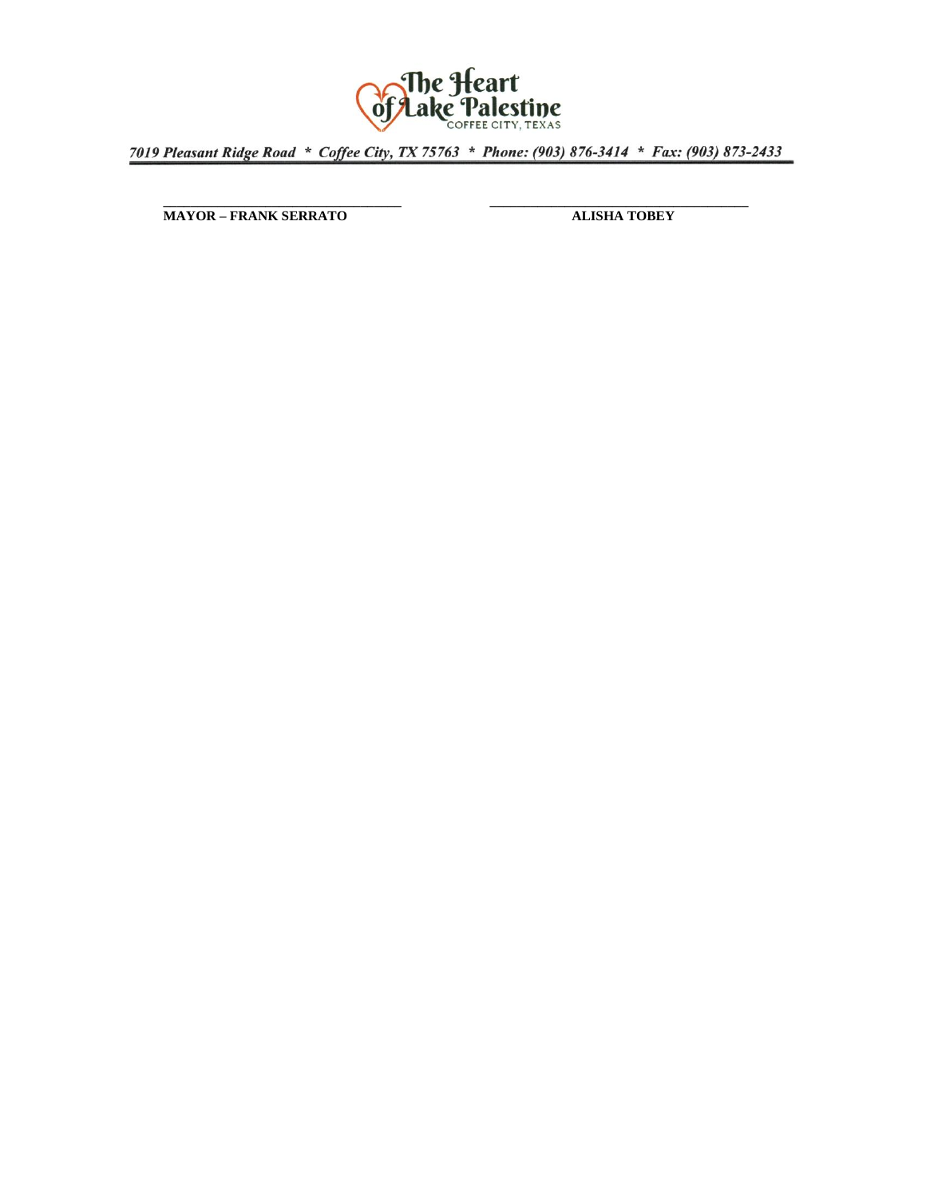The Heart of Lake Palestine
COFFEE CITY, TEXAS

*7019 Pleasant Ridge Road * Coffee City, TX 75763 * Phone: (903) 876-3414 * Fax: (903) 873-2433*

| | |
|---|---|
| ______________________________ | ______________________________ |
| **MAYOR – FRANK SERRATO** | **ALISHA TOBEY** |